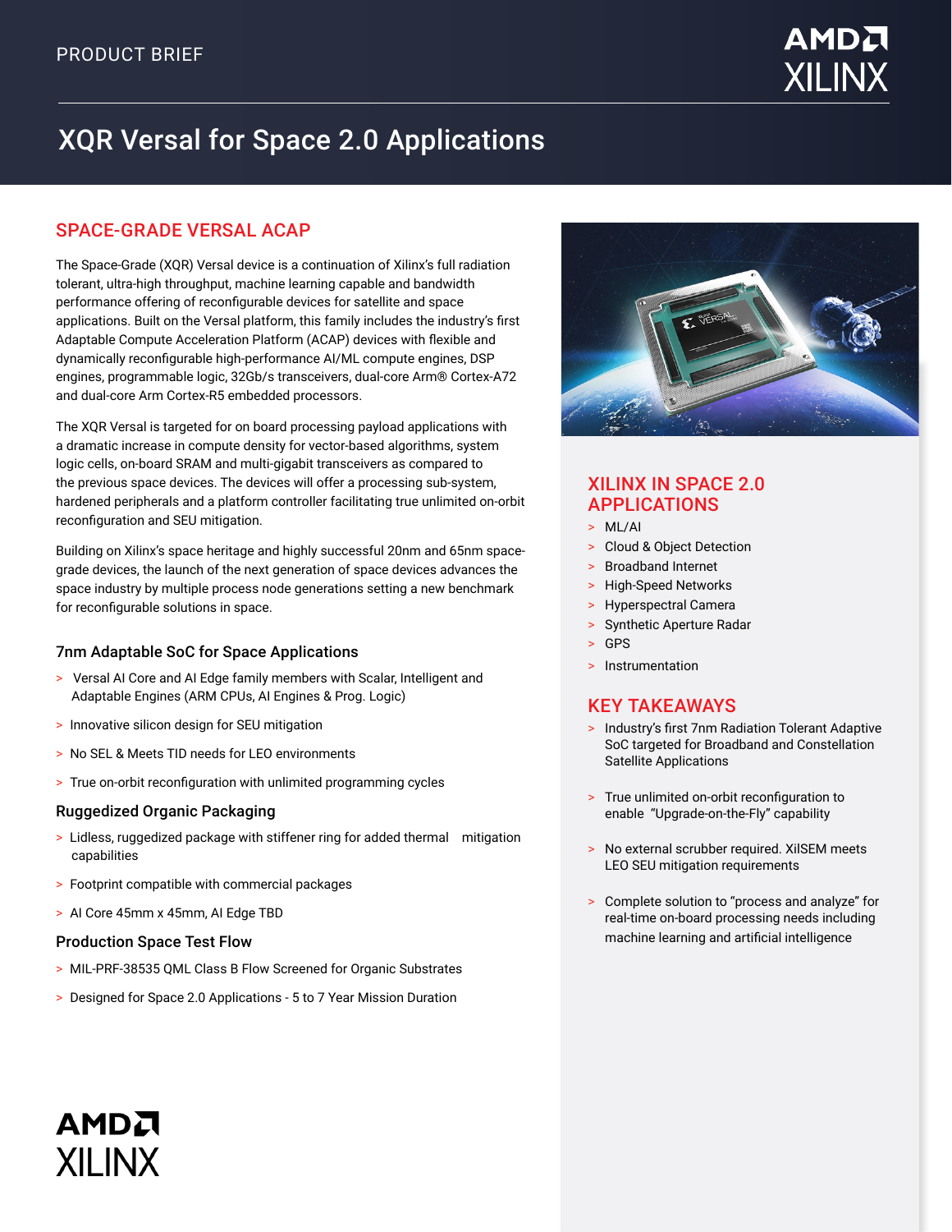PRODUCT BRIEF

# XQR Versal for Space 2.0 Applications

## SPACE-GRADE VERSAL ACAP

The Space-Grade (XQR) Versal device is a continuation of Xilinx's full radiation tolerant, ultra-high throughput, machine learning capable and bandwidth performance offering of reconfigurable devices for satellite and space applications. Built on the Versal platform, this family includes the industry's first Adaptable Compute Acceleration Platform (ACAP) devices with flexible and dynamically reconfigurable high-performance AI/ML compute engines, DSP engines, programmable logic, 32Gb/s transceivers, dual-core Arm® Cortex-A72 and dual-core Arm Cortex-R5 embedded processors.

The XQR Versal is targeted for on board processing payload applications with a dramatic increase in compute density for vector-based algorithms, system logic cells, on-board SRAM and multi-gigabit transceivers as compared to the previous space devices. The devices will offer a processing sub-system, hardened peripherals and a platform controller facilitating true unlimited on-orbit reconfiguration and SEU mitigation.

Building on Xilinx's space heritage and highly successful 20nm and 65nm space-grade devices, the launch of the next generation of space devices advances the space industry by multiple process node generations setting a new benchmark for reconfigurable solutions in space.

### 7nm Adaptable SoC for Space Applications

- Versal AI Core and AI Edge family members with Scalar, Intelligent and Adaptable Engines (ARM CPUs, AI Engines & Prog. Logic)
- Innovative silicon design for SEU mitigation
- No SEL & Meets TID needs for LEO environments
- True on-orbit reconfiguration with unlimited programming cycles

### Ruggedized Organic Packaging

- Lidless, ruggedized package with stiffener ring for added thermal mitigation capabilities
- Footprint compatible with commercial packages
- AI Core 45mm x 45mm, AI Edge TBD

### Production Space Test Flow

- MIL-PRF-38535 QML Class B Flow Screened for Organic Substrates
- Designed for Space 2.0 Applications - 5 to 7 Year Mission Duration

## XILINX IN SPACE 2.0 APPLICATIONS

- ML/AI
- Cloud & Object Detection
- Broadband Internet
- High-Speed Networks
- Hyperspectral Camera
- Synthetic Aperture Radar
- GPS
- Instrumentation

## KEY TAKEAWAYS

- Industry's first 7nm Radiation Tolerant Adaptive SoC targeted for Broadband and Constellation Satellite Applications
- True unlimited on-orbit reconfiguration to enable "Upgrade-on-the-Fly" capability
- No external scrubber required. XilSEM meets LEO SEU mitigation requirements
- Complete solution to "process and analyze" for real-time on-board processing needs including machine learning and artificial intelligence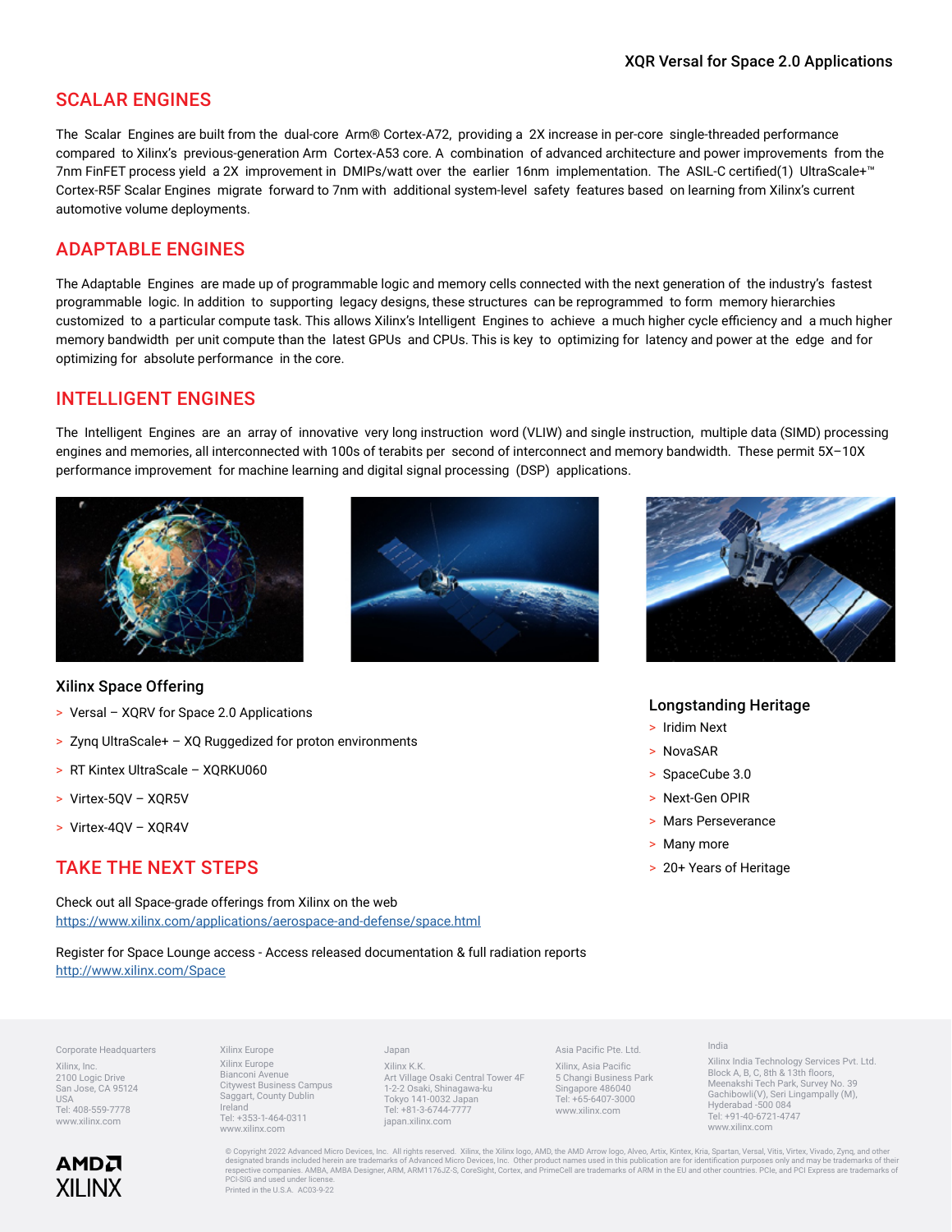## SCALAR ENGINES

The Scalar Engines are built from the dual-core Arm® Cortex-A72, providing a 2X increase in per-core single-threaded performance compared to Xilinx's previous-generation Arm Cortex-A53 core. A combination of advanced architecture and power improvements from the 7nm FinFET process yield a 2X improvement in DMIPs/watt over the earlier 16nm implementation. The ASIL-C certified(1) UltraScale+™ Cortex-R5F Scalar Engines migrate forward to 7nm with additional system-level safety features based on learning from Xilinx's current automotive volume deployments.

## ADAPTABLE ENGINES

The Adaptable Engines are made up of programmable logic and memory cells connected with the next generation of the industry's fastest programmable logic. In addition to supporting legacy designs, these structures can be reprogrammed to form memory hierarchies customized to a particular compute task. This allows Xilinx's Intelligent Engines to achieve a much higher cycle efficiency and a much higher memory bandwidth per unit compute than the latest GPUs and CPUs. This is key to optimizing for latency and power at the edge and for optimizing for absolute performance in the core.

## INTELLIGENT ENGINES

The Intelligent Engines are an array of innovative very long instruction word (VLIW) and single instruction, multiple data (SIMD) processing engines and memories, all interconnected with 100s of terabits per second of interconnect and memory bandwidth. These permit 5X–10X performance improvement for machine learning and digital signal processing (DSP) applications.

### Xilinx Space Offering

- Versal – XQRV for Space 2.0 Applications
- Zynq UltraScale+ – XQ Ruggedized for proton environments
- RT Kintex UltraScale – XQRKU060
- Virtex-5QV – XQR5V
- Virtex-4QV – XQR4V

### Longstanding Heritage

- Iridim Next
- NovaSAR
- SpaceCube 3.0
- Next-Gen OPIR
- Mars Perseverance
- Many more
- 20+ Years of Heritage

## TAKE THE NEXT STEPS

Check out all Space-grade offerings from Xilinx on the web
https://www.xilinx.com/applications/aerospace-and-defense/space.html

Register for Space Lounge access - Access released documentation & full radiation reports
http://www.xilinx.com/Space

Corporate Headquarters
Xilinx, Inc.
2100 Logic Drive
San Jose, CA 95124
USA
Tel: 408-559-7778
www.xilinx.com

Xilinx Europe
Xilinx Europe
Bianconi Avenue
Citywest Business Campus
Saggart, County Dublin
Ireland
Tel: +353-1-464-0311
www.xilinx.com

Japan
Xilinx K.K.
Art Village Osaki Central Tower 4F
1-2-2 Osaki, Shinagawa-ku
Tokyo 141-0032 Japan
Tel: +81-3-6744-7777
japan.xilinx.com

Asia Pacific Pte. Ltd.
Xilinx, Asia Pacific
5 Changi Business Park
Singapore 486040
Tel: +65-6407-3000
www.xilinx.com

India
Xilinx India Technology Services Pvt. Ltd.
Block A, B, C, 8th & 13th floors,
Meenakshi Tech Park, Survey No. 39
Gachibowli(V), Seri Lingampally (M),
Hyderabad -500 084
Tel: +91-40-6721-4747
www.xilinx.com

© Copyright 2022 Advanced Micro Devices, Inc. All rights reserved. Xilinx, the Xilinx logo, AMD, the AMD Arrow logo, Alveo, Artix, Kintex, Kria, Spartan, Versal, Vitis, Virtex, Vivado, Zynq, and other designated brands included herein are trademarks of Advanced Micro Devices, Inc. Other product names used in this publication are for identification purposes only and may be trademarks of their respective companies. AMBA, AMBA Designer, ARM, ARM1176JZ-S, CoreSight, Cortex, and PrimeCell are trademarks of ARM in the EU and other countries. PCIe, and PCI Express are trademarks of PCI-SIG and used under license.
Printed in the U.S.A. AC03-9-22